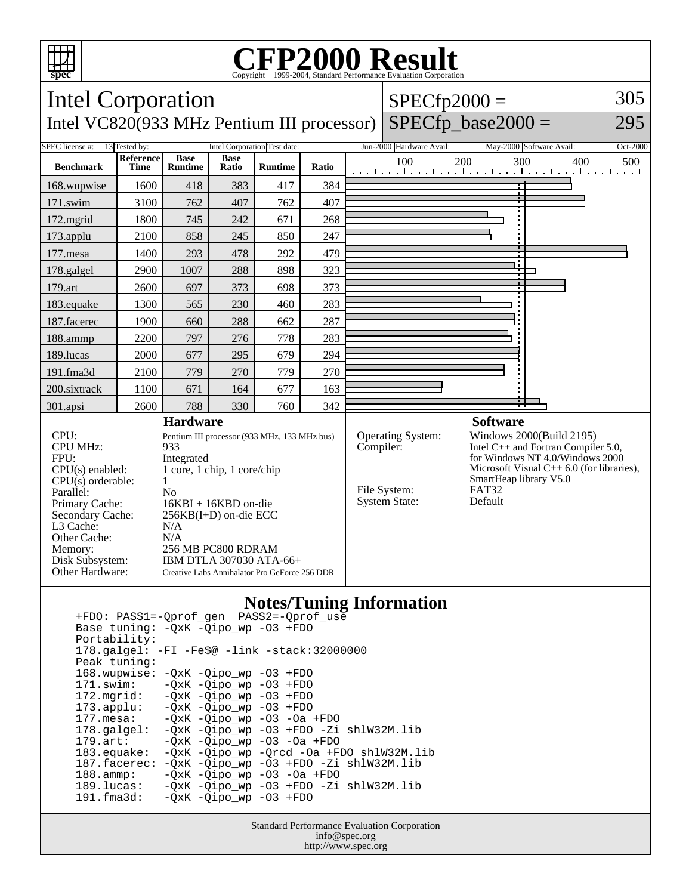# CFP2000 Result

Copyright 1999-2004, Standard Performance Evaluation Corporation

## Intel Corporation

Intel VC820(933 MHz Pentium III processor)

SPECfp2000 = 305

SPECfp_base2000 = 295

SPEC license #: 13 | Tested by: Intel Corporation | Test date: Jun-2000 | Hardware Avail: May-2000 | Software Avail: Oct-2000

| Benchmark | Reference Time | Base Runtime | Base Ratio | Runtime | Ratio |
|---|---|---|---|---|---|
| 168.wupwise | 1600 | 418 | 383 | 417 | 384 |
| 171.swim | 3100 | 762 | 407 | 762 | 407 |
| 172.mgrid | 1800 | 745 | 242 | 671 | 268 |
| 173.applu | 2100 | 858 | 245 | 850 | 247 |
| 177.mesa | 1400 | 293 | 478 | 292 | 479 |
| 178.galgel | 2900 | 1007 | 288 | 898 | 323 |
| 179.art | 2600 | 697 | 373 | 698 | 373 |
| 183.equake | 1300 | 565 | 230 | 460 | 283 |
| 187.facerec | 1900 | 660 | 288 | 662 | 287 |
| 188.ammp | 2200 | 797 | 276 | 778 | 283 |
| 189.lucas | 2000 | 677 | 295 | 679 | 294 |
| 191.fma3d | 2100 | 779 | 270 | 779 | 270 |
| 200.sixtrack | 1100 | 671 | 164 | 677 | 163 |
| 301.apsi | 2600 | 788 | 330 | 760 | 342 |

### Hardware

- CPU: Pentium III processor (933 MHz, 133 MHz bus)
- CPU MHz: 933
- FPU: Integrated
- CPU(s) enabled: 1 core, 1 chip, 1 core/chip
- CPU(s) orderable: 1
- Parallel: No
- Primary Cache: 16KBI + 16KBD on-die
- Secondary Cache: 256KB(I+D) on-die ECC
- L3 Cache: N/A
- Other Cache: N/A
- Memory: 256 MB PC800 RDRAM
- Disk Subsystem: IBM DTLA 307030 ATA-66+
- Other Hardware: Creative Labs Annihalator Pro GeForce 256 DDR

### Software

- Operating System: Windows 2000(Build 2195)
- Compiler: Intel C++ and Fortran Compiler 5.0, for Windows NT 4.0/Windows 2000 Microsoft Visual C++ 6.0 (for libraries), SmartHeap library V5.0
- File System: FAT32
- System State: Default

### Notes/Tuning Information

```
+FDO: PASS1=-Qprof_gen  PASS2=-Qprof_use
Base tuning: -QxK -Qipo_wp -O3 +FDO
Portability:
178.galgel: -FI -Fe$@ -link -stack:32000000
Peak tuning:
168.wupwise: -QxK -Qipo_wp -O3 +FDO
171.swim:    -QxK -Qipo_wp -O3 +FDO
172.mgrid:   -QxK -Qipo_wp -O3 +FDO
173.applu:   -QxK -Qipo_wp -O3 +FDO
177.mesa:    -QxK -Qipo_wp -O3 -Oa +FDO
178.galgel:  -QxK -Qipo_wp -O3 +FDO -Zi shlW32M.lib
179.art:     -QxK -Qipo_wp -O3 -Oa +FDO
183.equake:  -QxK -Qipo_wp -Qrcd -Oa +FDO shlW32M.lib
187.facerec: -QxK -Qipo_wp -O3 +FDO -Zi shlW32M.lib
188.ammp:    -QxK -Qipo_wp -O3 -Oa +FDO
189.lucas:   -QxK -Qipo_wp -O3 +FDO -Zi shlW32M.lib
191.fma3d:   -QxK -Qipo_wp -O3 +FDO
```

Standard Performance Evaluation Corporation
info@spec.org
http://www.spec.org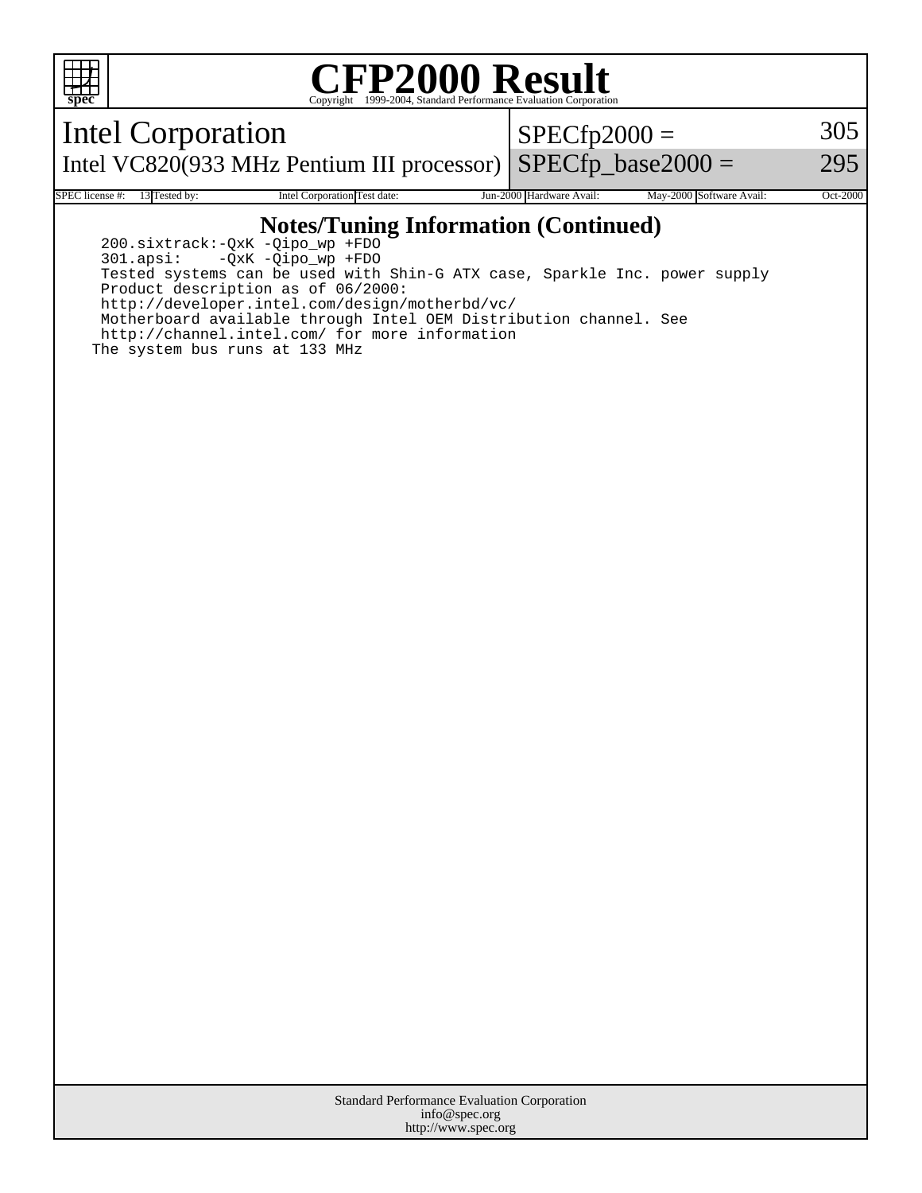# CFP2000 Result

Copyright 1999-2004, Standard Performance Evaluation Corporation

Intel Corporation

Intel VC820(933 MHz Pentium III processor)

SPECfp2000 = 305

SPECfp_base2000 = 295

| SPEC license #: | 13 | Tested by: | Intel Corporation | Test date: | Jun-2000 | Hardware Avail: | May-2000 | Software Avail: | Oct-2000 |
|---|---|---|---|---|---|---|---|---|---|

## Notes/Tuning Information (Continued)

```
  200.sixtrack:-QxK -Qipo_wp +FDO
  301.apsi:    -QxK -Qipo_wp +FDO
  Tested systems can be used with Shin-G ATX case, Sparkle Inc. power supply
  Product description as of 06/2000:
  http://developer.intel.com/design/motherbd/vc/
  Motherboard available through Intel OEM Distribution channel. See
  http://channel.intel.com/ for more information
 The system bus runs at 133 MHz
```

Standard Performance Evaluation Corporation
info@spec.org
http://www.spec.org